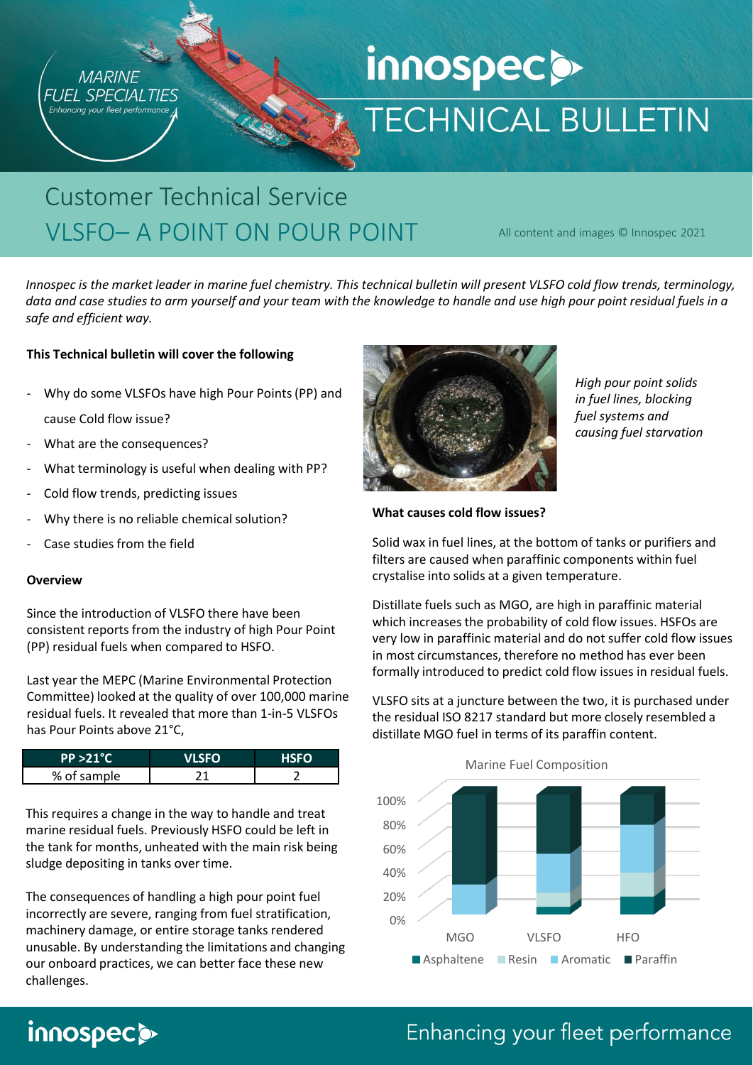MARINE FUEL SPECIALTIES
*Enhancing your fleet performance*

# innospec TECHNICAL BULLETIN

## Customer Technical Service

## VLSFO– A POINT ON POUR POINT

All content and images © Innospec 2021

*Innospec is the market leader in marine fuel chemistry. This technical bulletin will present VLSFO cold flow trends, terminology, data and case studies to arm yourself and your team with the knowledge to handle and use high pour point residual fuels in a safe and efficient way.*

**This Technical bulletin will cover the following**

- Why do some VLSFOs have high Pour Points (PP) and cause Cold flow issue?
- What are the consequences?
- What terminology is useful when dealing with PP?
- Cold flow trends, predicting issues
- Why there is no reliable chemical solution?
- Case studies from the field

**Overview**

Since the introduction of VLSFO there have been consistent reports from the industry of high Pour Point (PP) residual fuels when compared to HSFO.

Last year the MEPC (Marine Environmental Protection Committee) looked at the quality of over 100,000 marine residual fuels. It revealed that more than 1-in-5 VLSFOs has Pour Points above 21°C,

| PP >21°C | VLSFO | HSFO |
|---|---|---|
| % of sample | 21 | 2 |

This requires a change in the way to handle and treat marine residual fuels. Previously HSFO could be left in the tank for months, unheated with the main risk being sludge depositing in tanks over time.

The consequences of handling a high pour point fuel incorrectly are severe, ranging from fuel stratification, machinery damage, or entire storage tanks rendered unusable. By understanding the limitations and changing our onboard practices, we can better face these new challenges.

*High pour point solids in fuel lines, blocking fuel systems and causing fuel starvation*

**What causes cold flow issues?**

Solid wax in fuel lines, at the bottom of tanks or purifiers and filters are caused when paraffinic components within fuel crystalise into solids at a given temperature.

Distillate fuels such as MGO, are high in paraffinic material which increases the probability of cold flow issues. HSFOs are very low in paraffinic material and do not suffer cold flow issues in most circumstances, therefore no method has ever been formally introduced to predict cold flow issues in residual fuels.

VLSFO sits at a juncture between the two, it is purchased under the residual ISO 8217 standard but more closely resembled a distillate MGO fuel in terms of its paraffin content.

Marine Fuel Composition

(Chart: y-axis 0%–100%; categories MGO, VLSFO, HFO; legend: Asphaltene, Resin, Aromatic, Paraffin)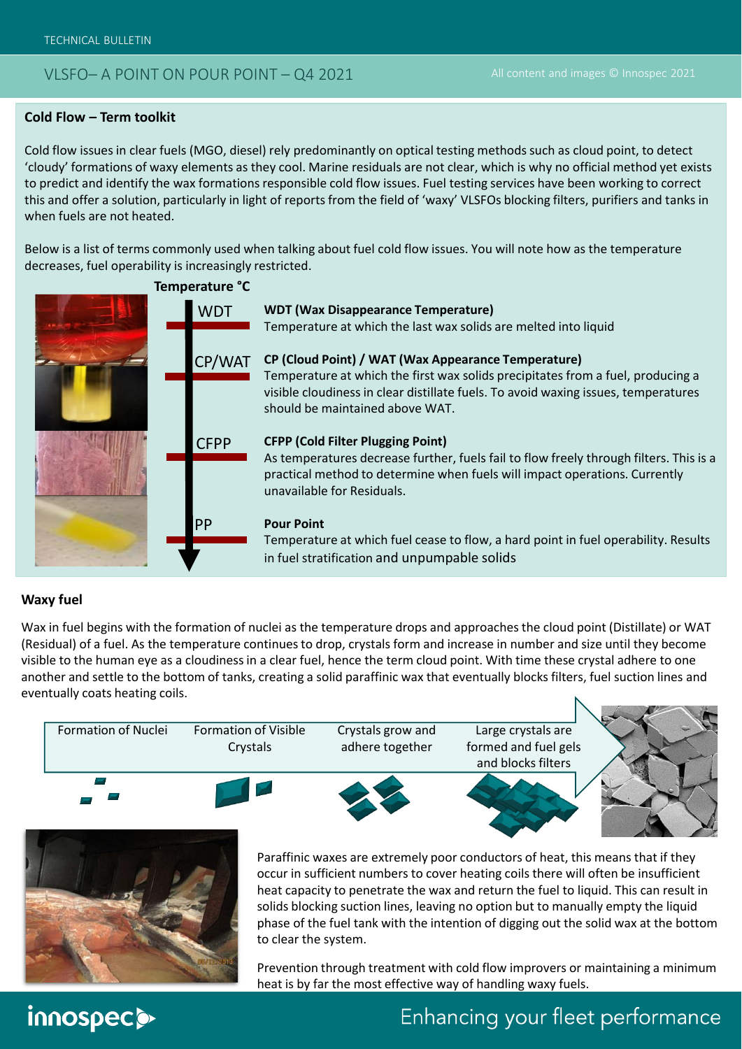## Cold Flow – Term toolkit

Cold flow issues in clear fuels (MGO, diesel) rely predominantly on optical testing methods such as cloud point, to detect 'cloudy' formations of waxy elements as they cool. Marine residuals are not clear, which is why no official method yet exists to predict and identify the wax formations responsible cold flow issues. Fuel testing services have been working to correct this and offer a solution, particularly in light of reports from the field of 'waxy' VLSFOs blocking filters, purifiers and tanks in when fuels are not heated.

Below is a list of terms commonly used when talking about fuel cold flow issues. You will note how as the temperature decreases, fuel operability is increasingly restricted.

**Temperature °C**

WDT

**WDT (Wax Disappearance Temperature)**
Temperature at which the last wax solids are melted into liquid

CP/WAT

**CP (Cloud Point) / WAT (Wax Appearance Temperature)**
Temperature at which the first wax solids precipitates from a fuel, producing a visible cloudiness in clear distillate fuels. To avoid waxing issues, temperatures should be maintained above WAT.

CFPP

**CFPP (Cold Filter Plugging Point)**
As temperatures decrease further, fuels fail to flow freely through filters. This is a practical method to determine when fuels will impact operations. Currently unavailable for Residuals.

PP

**Pour Point**
Temperature at which fuel cease to flow, a hard point in fuel operability. Results in fuel stratification and unpumpable solids

## Waxy fuel

Wax in fuel begins with the formation of nuclei as the temperature drops and approaches the cloud point (Distillate) or WAT (Residual) of a fuel. As the temperature continues to drop, crystals form and increase in number and size until they become visible to the human eye as a cloudiness in a clear fuel, hence the term cloud point. With time these crystal adhere to one another and settle to the bottom of tanks, creating a solid paraffinic wax that eventually blocks filters, fuel suction lines and eventually coats heating coils.

Formation of Nuclei → Formation of Visible Crystals → Crystals grow and adhere together → Large crystals are formed and fuel gels and blocks filters

Paraffinic waxes are extremely poor conductors of heat, this means that if they occur in sufficient numbers to cover heating coils there will often be insufficient heat capacity to penetrate the wax and return the fuel to liquid. This can result in solids blocking suction lines, leaving no option but to manually empty the liquid phase of the fuel tank with the intention of digging out the solid wax at the bottom to clear the system.

Prevention through treatment with cold flow improvers or maintaining a minimum heat is by far the most effective way of handling waxy fuels.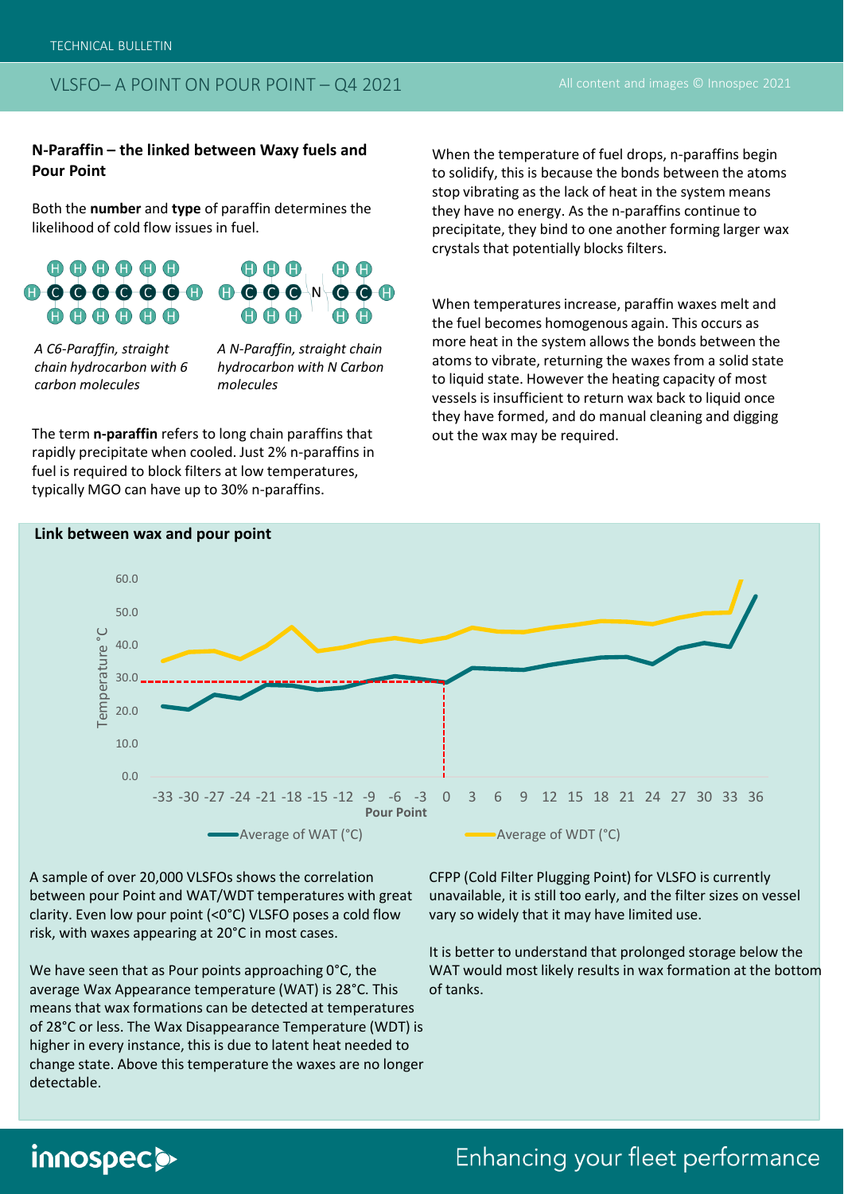## N-Paraffin – the linked between Waxy fuels and Pour Point

Both the **number** and **type** of paraffin determines the likelihood of cold flow issues in fuel.

*A C6-Paraffin, straight chain hydrocarbon with 6 carbon molecules*

*A N-Paraffin, straight chain hydrocarbon with N Carbon molecules*

The term **n-paraffin** refers to long chain paraffins that rapidly precipitate when cooled. Just 2% n-paraffins in fuel is required to block filters at low temperatures, typically MGO can have up to 30% n-paraffins.

When the temperature of fuel drops, n-paraffins begin to solidify, this is because the bonds between the atoms stop vibrating as the lack of heat in the system means they have no energy. As the n-paraffins continue to precipitate, they bind to one another forming larger wax crystals that potentially blocks filters.

When temperatures increase, paraffin waxes melt and the fuel becomes homogenous again. This occurs as more heat in the system allows the bonds between the atoms to vibrate, returning the waxes from a solid state to liquid state. However the heating capacity of most vessels is insufficient to return wax back to liquid once they have formed, and do manual cleaning and digging out the wax may be required.

### Link between wax and pour point

A sample of over 20,000 VLSFOs shows the correlation between pour Point and WAT/WDT temperatures with great clarity. Even low pour point (<0°C) VLSFO poses a cold flow risk, with waxes appearing at 20°C in most cases.

We have seen that as Pour points approaching 0°C, the average Wax Appearance temperature (WAT) is 28°C. This means that wax formations can be detected at temperatures of 28°C or less. The Wax Disappearance Temperature (WDT) is higher in every instance, this is due to latent heat needed to change state. Above this temperature the waxes are no longer detectable.

CFPP (Cold Filter Plugging Point) for VLSFO is currently unavailable, it is still too early, and the filter sizes on vessel vary so widely that it may have limited use.

It is better to understand that prolonged storage below the WAT would most likely results in wax formation at the bottom of tanks.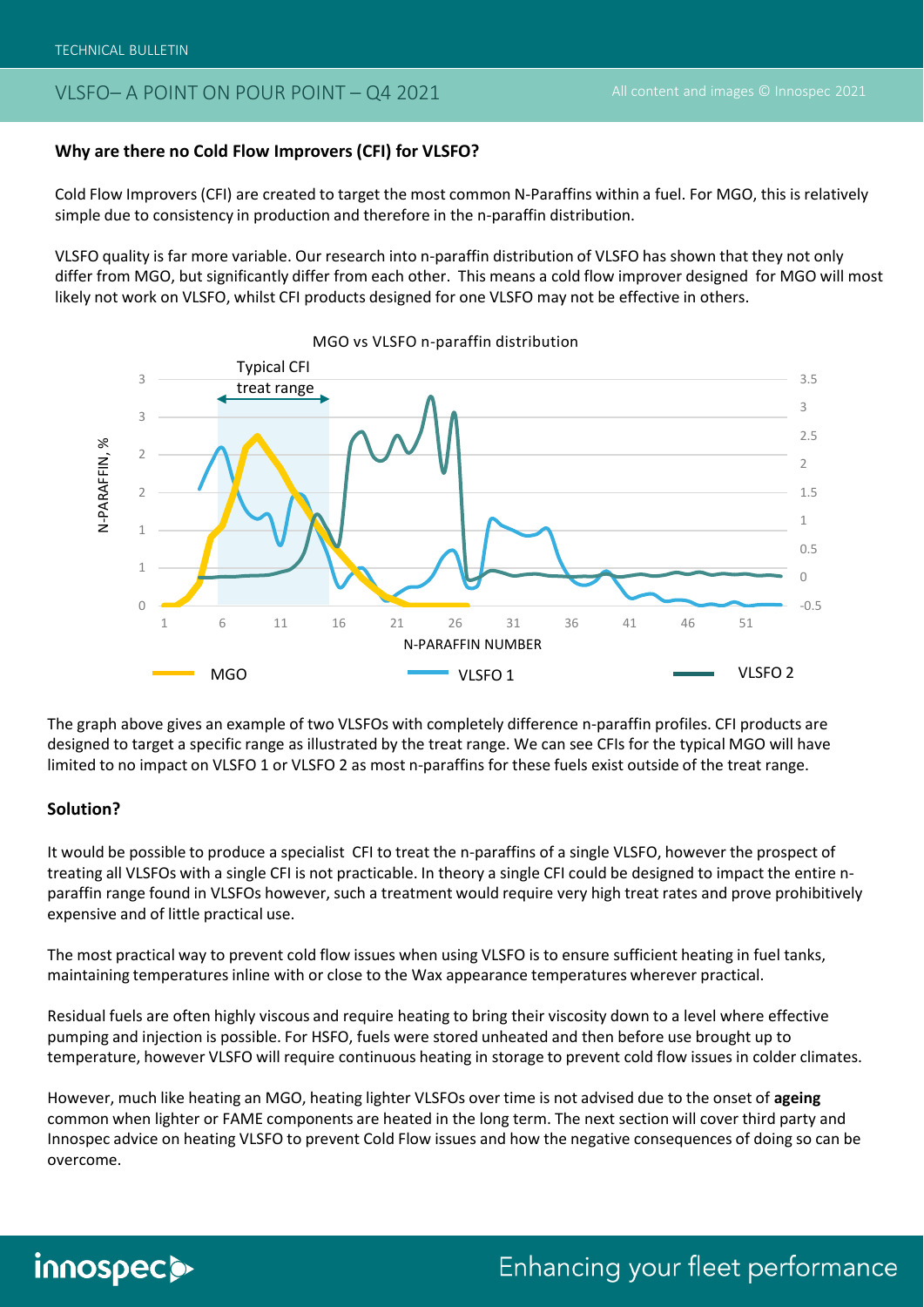### Why are there no Cold Flow Improvers (CFI) for VLSFO?

Cold Flow Improvers (CFI) are created to target the most common N-Paraffins within a fuel. For MGO, this is relatively simple due to consistency in production and therefore in the n-paraffin distribution.

VLSFO quality is far more variable. Our research into n-paraffin distribution of VLSFO has shown that they not only differ from MGO, but significantly differ from each other. This means a cold flow improver designed for MGO will most likely not work on VLSFO, whilst CFI products designed for one VLSFO may not be effective in others.

MGO vs VLSFO n-paraffin distribution

The graph above gives an example of two VLSFOs with completely difference n-paraffin profiles. CFI products are designed to target a specific range as illustrated by the treat range. We can see CFIs for the typical MGO will have limited to no impact on VLSFO 1 or VLSFO 2 as most n-paraffins for these fuels exist outside of the treat range.

### Solution?

It would be possible to produce a specialist CFI to treat the n-paraffins of a single VLSFO, however the prospect of treating all VLSFOs with a single CFI is not practicable. In theory a single CFI could be designed to impact the entire n-paraffin range found in VLSFOs however, such a treatment would require very high treat rates and prove prohibitively expensive and of little practical use.

The most practical way to prevent cold flow issues when using VLSFO is to ensure sufficient heating in fuel tanks, maintaining temperatures inline with or close to the Wax appearance temperatures wherever practical.

Residual fuels are often highly viscous and require heating to bring their viscosity down to a level where effective pumping and injection is possible. For HSFO, fuels were stored unheated and then before use brought up to temperature, however VLSFO will require continuous heating in storage to prevent cold flow issues in colder climates.

However, much like heating an MGO, heating lighter VLSFOs over time is not advised due to the onset of **ageing** common when lighter or FAME components are heated in the long term. The next section will cover third party and Innospec advice on heating VLSFO to prevent Cold Flow issues and how the negative consequences of doing so can be overcome.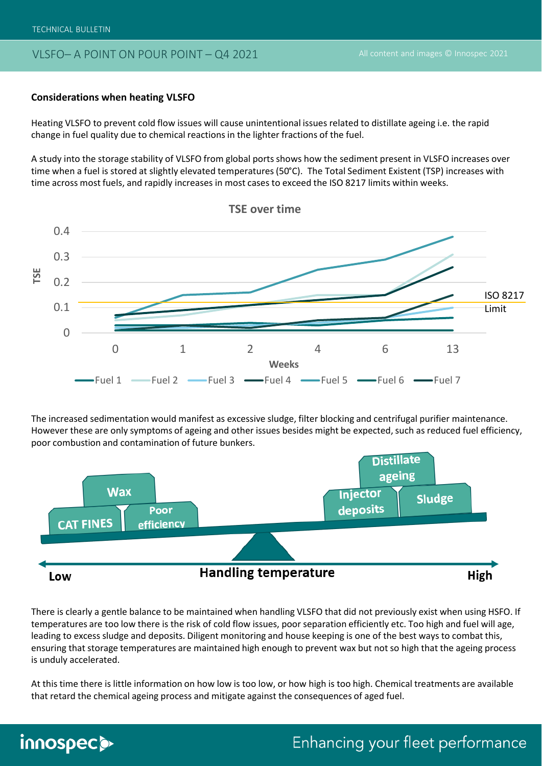## Considerations when heating VLSFO

Heating VLSFO to prevent cold flow issues will cause unintentional issues related to distillate ageing i.e. the rapid change in fuel quality due to chemical reactions in the lighter fractions of the fuel.

A study into the storage stability of VLSFO from global ports shows how the sediment present in VLSFO increases over time when a fuel is stored at slightly elevated temperatures (50°C). The Total Sediment Existent (TSP) increases with time across most fuels, and rapidly increases in most cases to exceed the ISO 8217 limits within weeks.

The increased sedimentation would manifest as excessive sludge, filter blocking and centrifugal purifier maintenance. However these are only symptoms of ageing and other issues besides might be expected, such as reduced fuel efficiency, poor combustion and contamination of future bunkers.

There is clearly a gentle balance to be maintained when handling VLSFO that did not previously exist when using HSFO. If temperatures are too low there is the risk of cold flow issues, poor separation efficiently etc. Too high and fuel will age, leading to excess sludge and deposits. Diligent monitoring and house keeping is one of the best ways to combat this, ensuring that storage temperatures are maintained high enough to prevent wax but not so high that the ageing process is unduly accelerated.

At this time there is little information on how low is too low, or how high is too high. Chemical treatments are available that retard the chemical ageing process and mitigate against the consequences of aged fuel.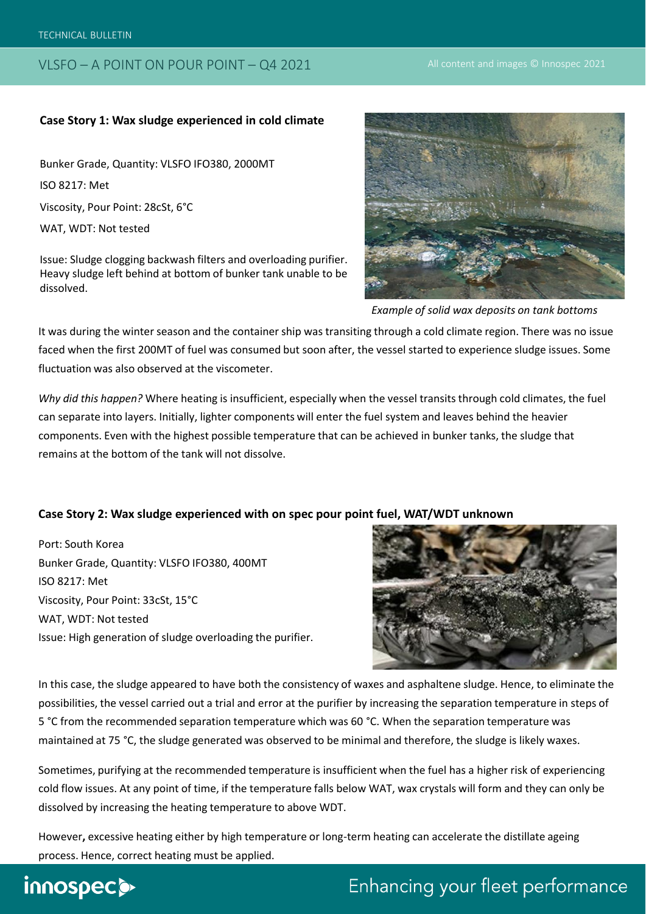### Case Story 1: Wax sludge experienced in cold climate

Bunker Grade, Quantity: VLSFO IFO380, 2000MT

ISO 8217: Met

Viscosity, Pour Point: 28cSt, 6°C

WAT, WDT: Not tested

Issue: Sludge clogging backwash filters and overloading purifier. Heavy sludge left behind at bottom of bunker tank unable to be dissolved.

*Example of solid wax deposits on tank bottoms*

It was during the winter season and the container ship was transiting through a cold climate region. There was no issue faced when the first 200MT of fuel was consumed but soon after, the vessel started to experience sludge issues. Some fluctuation was also observed at the viscometer.

*Why did this happen?* Where heating is insufficient, especially when the vessel transits through cold climates, the fuel can separate into layers. Initially, lighter components will enter the fuel system and leaves behind the heavier components. Even with the highest possible temperature that can be achieved in bunker tanks, the sludge that remains at the bottom of the tank will not dissolve.

### Case Story 2: Wax sludge experienced with on spec pour point fuel, WAT/WDT unknown

Port: South Korea

Bunker Grade, Quantity: VLSFO IFO380, 400MT

ISO 8217: Met

Viscosity, Pour Point: 33cSt, 15°C

WAT, WDT: Not tested

Issue: High generation of sludge overloading the purifier.

In this case, the sludge appeared to have both the consistency of waxes and asphaltene sludge. Hence, to eliminate the possibilities, the vessel carried out a trial and error at the purifier by increasing the separation temperature in steps of 5 °C from the recommended separation temperature which was 60 °C. When the separation temperature was maintained at 75 °C, the sludge generated was observed to be minimal and therefore, the sludge is likely waxes.

Sometimes, purifying at the recommended temperature is insufficient when the fuel has a higher risk of experiencing cold flow issues. At any point of time, if the temperature falls below WAT, wax crystals will form and they can only be dissolved by increasing the heating temperature to above WDT.

However**,** excessive heating either by high temperature or long-term heating can accelerate the distillate ageing process. Hence, correct heating must be applied.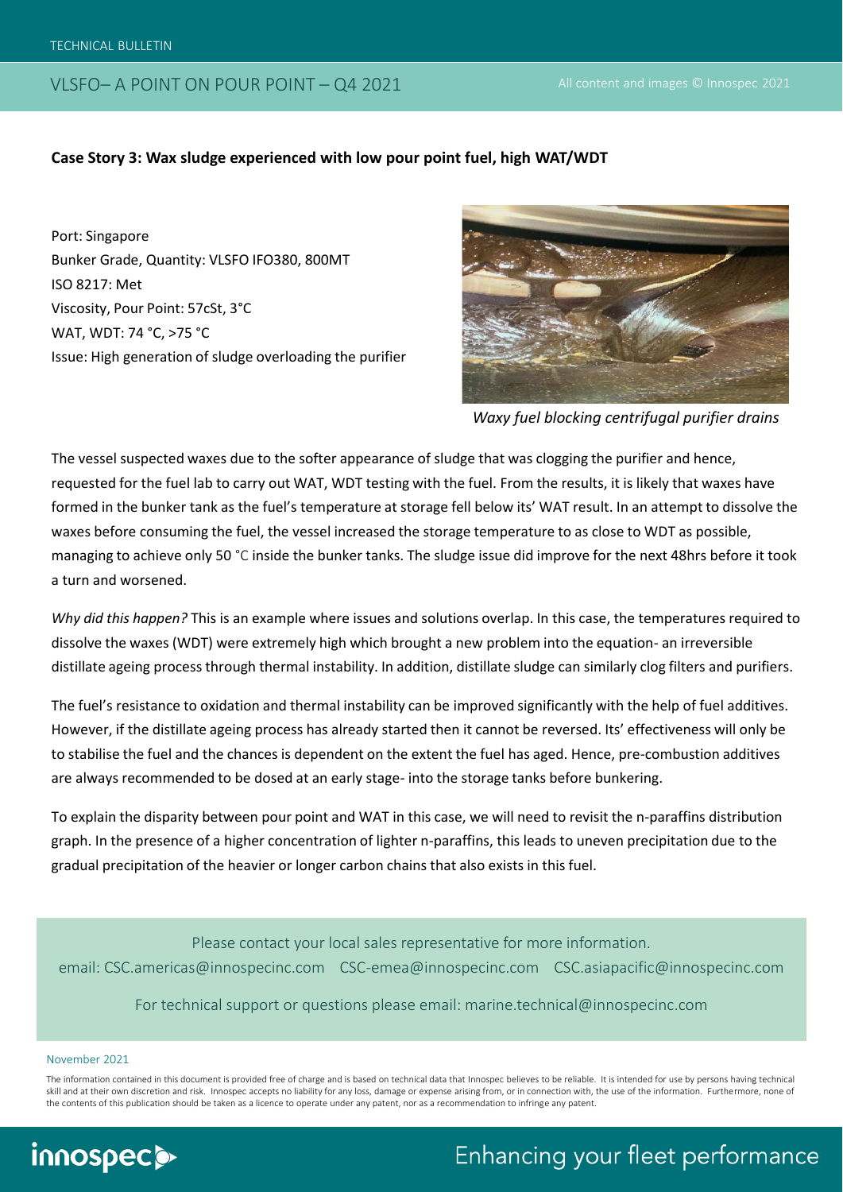### Case Story 3: Wax sludge experienced with low pour point fuel, high WAT/WDT

Port: Singapore
Bunker Grade, Quantity: VLSFO IFO380, 800MT
ISO 8217: Met
Viscosity, Pour Point: 57cSt, 3°C
WAT, WDT: 74 °C, >75 °C
Issue: High generation of sludge overloading the purifier

*Waxy fuel blocking centrifugal purifier drains*

The vessel suspected waxes due to the softer appearance of sludge that was clogging the purifier and hence, requested for the fuel lab to carry out WAT, WDT testing with the fuel. From the results, it is likely that waxes have formed in the bunker tank as the fuel's temperature at storage fell below its' WAT result. In an attempt to dissolve the waxes before consuming the fuel, the vessel increased the storage temperature to as close to WDT as possible, managing to achieve only 50 °C inside the bunker tanks. The sludge issue did improve for the next 48hrs before it took a turn and worsened.

*Why did this happen?* This is an example where issues and solutions overlap. In this case, the temperatures required to dissolve the waxes (WDT) were extremely high which brought a new problem into the equation- an irreversible distillate ageing process through thermal instability. In addition, distillate sludge can similarly clog filters and purifiers.

The fuel's resistance to oxidation and thermal instability can be improved significantly with the help of fuel additives. However, if the distillate ageing process has already started then it cannot be reversed. Its' effectiveness will only be to stabilise the fuel and the chances is dependent on the extent the fuel has aged. Hence, pre-combustion additives are always recommended to be dosed at an early stage- into the storage tanks before bunkering.

To explain the disparity between pour point and WAT in this case, we will need to revisit the n-paraffins distribution graph. In the presence of a higher concentration of lighter n-paraffins, this leads to uneven precipitation due to the gradual precipitation of the heavier or longer carbon chains that also exists in this fuel.

Please contact your local sales representative for more information.
email: CSC.americas@innospecinc.com CSC-emea@innospecinc.com CSC.asiapacific@innospecinc.com

For technical support or questions please email: marine.technical@innospecinc.com

November 2021

The information contained in this document is provided free of charge and is based on technical data that Innospec believes to be reliable. It is intended for use by persons having technical skill and at their own discretion and risk. Innospec accepts no liability for any loss, damage or expense arising from, or in connection with, the use of the information. Furthermore, none of the contents of this publication should be taken as a licence to operate under any patent, nor as a recommendation to infringe any patent.

innospec

Enhancing your fleet performance